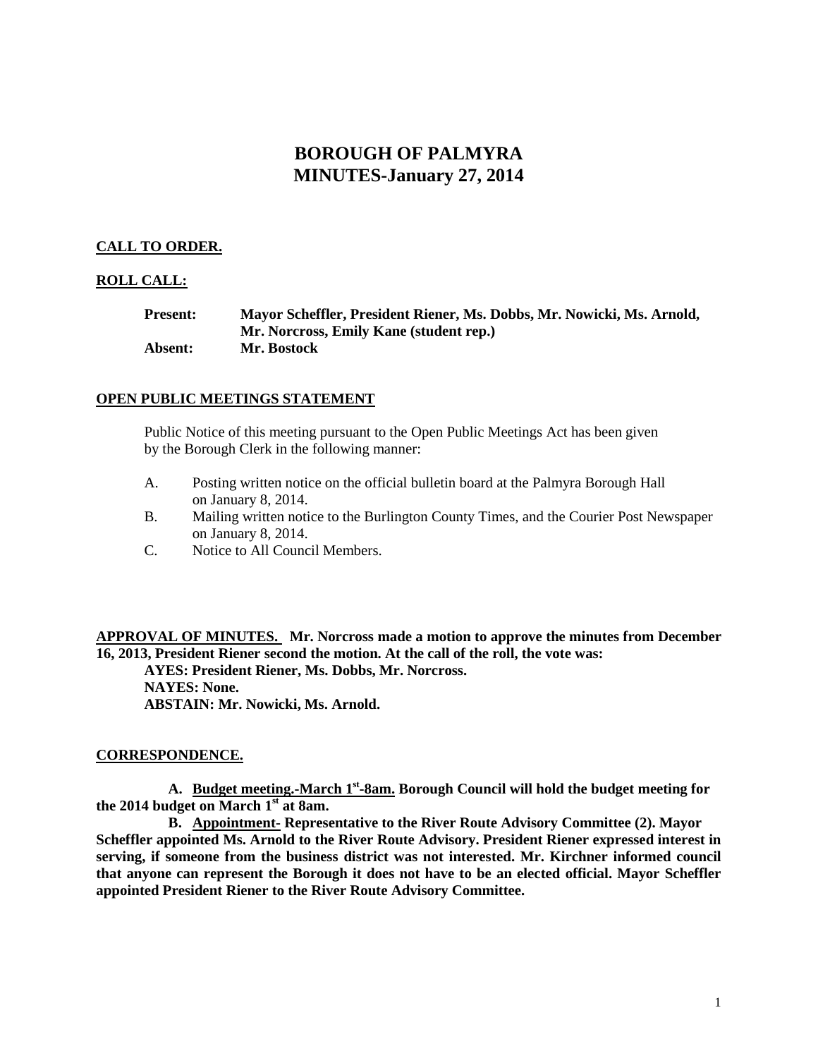# BOROUGH OF PALMYRA
# MINUTES-January 27, 2014

**CALL TO ORDER.**

**ROLL CALL:**

**Present:** **Mayor Scheffler, President Riener, Ms. Dobbs, Mr. Nowicki, Ms. Arnold, Mr. Norcross, Emily Kane (student rep.)**
**Absent:** **Mr. Bostock**

**OPEN PUBLIC MEETINGS STATEMENT**

Public Notice of this meeting pursuant to the Open Public Meetings Act has been given by the Borough Clerk in the following manner:

A. Posting written notice on the official bulletin board at the Palmyra Borough Hall on January 8, 2014.
B. Mailing written notice to the Burlington County Times, and the Courier Post Newspaper on January 8, 2014.
C. Notice to All Council Members.

**APPROVAL OF MINUTES. Mr. Norcross made a motion to approve the minutes from December 16, 2013, President Riener second the motion. At the call of the roll, the vote was:**
**AYES: President Riener, Ms. Dobbs, Mr. Norcross.**
**NAYES: None.**
**ABSTAIN: Mr. Nowicki, Ms. Arnold.**

**CORRESPONDENCE.**

**A. Budget meeting.-March 1st-8am. Borough Council will hold the budget meeting for the 2014 budget on March 1st at 8am.**

**B. Appointment- Representative to the River Route Advisory Committee (2). Mayor Scheffler appointed Ms. Arnold to the River Route Advisory. President Riener expressed interest in serving, if someone from the business district was not interested. Mr. Kirchner informed council that anyone can represent the Borough it does not have to be an elected official. Mayor Scheffler appointed President Riener to the River Route Advisory Committee.**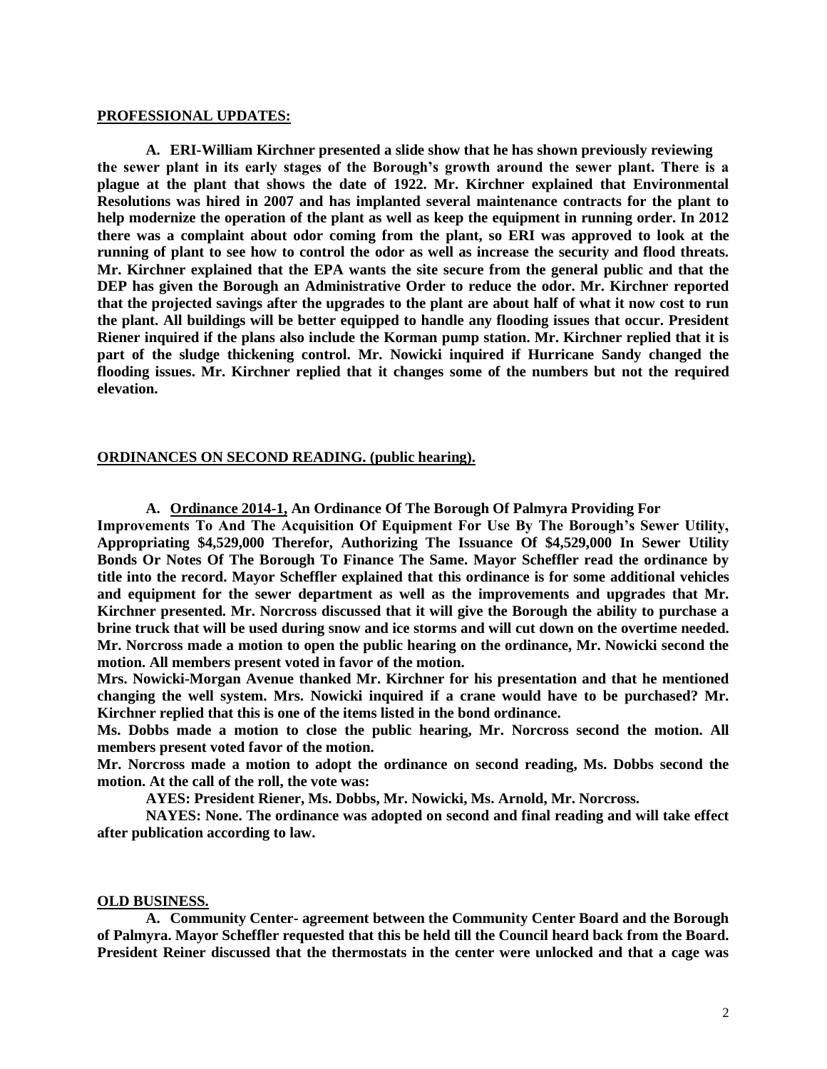**PROFESSIONAL UPDATES:**

**A. ERI-William Kirchner presented a slide show that he has shown previously reviewing the sewer plant in its early stages of the Borough's growth around the sewer plant. There is a plague at the plant that shows the date of 1922. Mr. Kirchner explained that Environmental Resolutions was hired in 2007 and has implanted several maintenance contracts for the plant to help modernize the operation of the plant as well as keep the equipment in running order. In 2012 there was a complaint about odor coming from the plant, so ERI was approved to look at the running of plant to see how to control the odor as well as increase the security and flood threats. Mr. Kirchner explained that the EPA wants the site secure from the general public and that the DEP has given the Borough an Administrative Order to reduce the odor. Mr. Kirchner reported that the projected savings after the upgrades to the plant are about half of what it now cost to run the plant. All buildings will be better equipped to handle any flooding issues that occur. President Riener inquired if the plans also include the Korman pump station. Mr. Kirchner replied that it is part of the sludge thickening control. Mr. Nowicki inquired if Hurricane Sandy changed the flooding issues. Mr. Kirchner replied that it changes some of the numbers but not the required elevation.**

**ORDINANCES ON SECOND READING. (public hearing).**

**A. Ordinance 2014-1, An Ordinance Of The Borough Of Palmyra Providing For Improvements To And The Acquisition Of Equipment For Use By The Borough's Sewer Utility, Appropriating $4,529,000 Therefor, Authorizing The Issuance Of $4,529,000 In Sewer Utility Bonds Or Notes Of The Borough To Finance The Same. Mayor Scheffler read the ordinance by title into the record. Mayor Scheffler explained that this ordinance is for some additional vehicles and equipment for the sewer department as well as the improvements and upgrades that Mr. Kirchner presented. Mr. Norcross discussed that it will give the Borough the ability to purchase a brine truck that will be used during snow and ice storms and will cut down on the overtime needed. Mr. Norcross made a motion to open the public hearing on the ordinance, Mr. Nowicki second the motion. All members present voted in favor of the motion.**

**Mrs. Nowicki-Morgan Avenue thanked Mr. Kirchner for his presentation and that he mentioned changing the well system. Mrs. Nowicki inquired if a crane would have to be purchased? Mr. Kirchner replied that this is one of the items listed in the bond ordinance.**

**Ms. Dobbs made a motion to close the public hearing, Mr. Norcross second the motion. All members present voted favor of the motion.**

**Mr. Norcross made a motion to adopt the ordinance on second reading, Ms. Dobbs second the motion. At the call of the roll, the vote was:**

**AYES: President Riener, Ms. Dobbs, Mr. Nowicki, Ms. Arnold, Mr. Norcross.**

**NAYES: None. The ordinance was adopted on second and final reading and will take effect after publication according to law.**

**OLD BUSINESS.**

**A. Community Center- agreement between the Community Center Board and the Borough of Palmyra. Mayor Scheffler requested that this be held till the Council heard back from the Board. President Reiner discussed that the thermostats in the center were unlocked and that a cage was**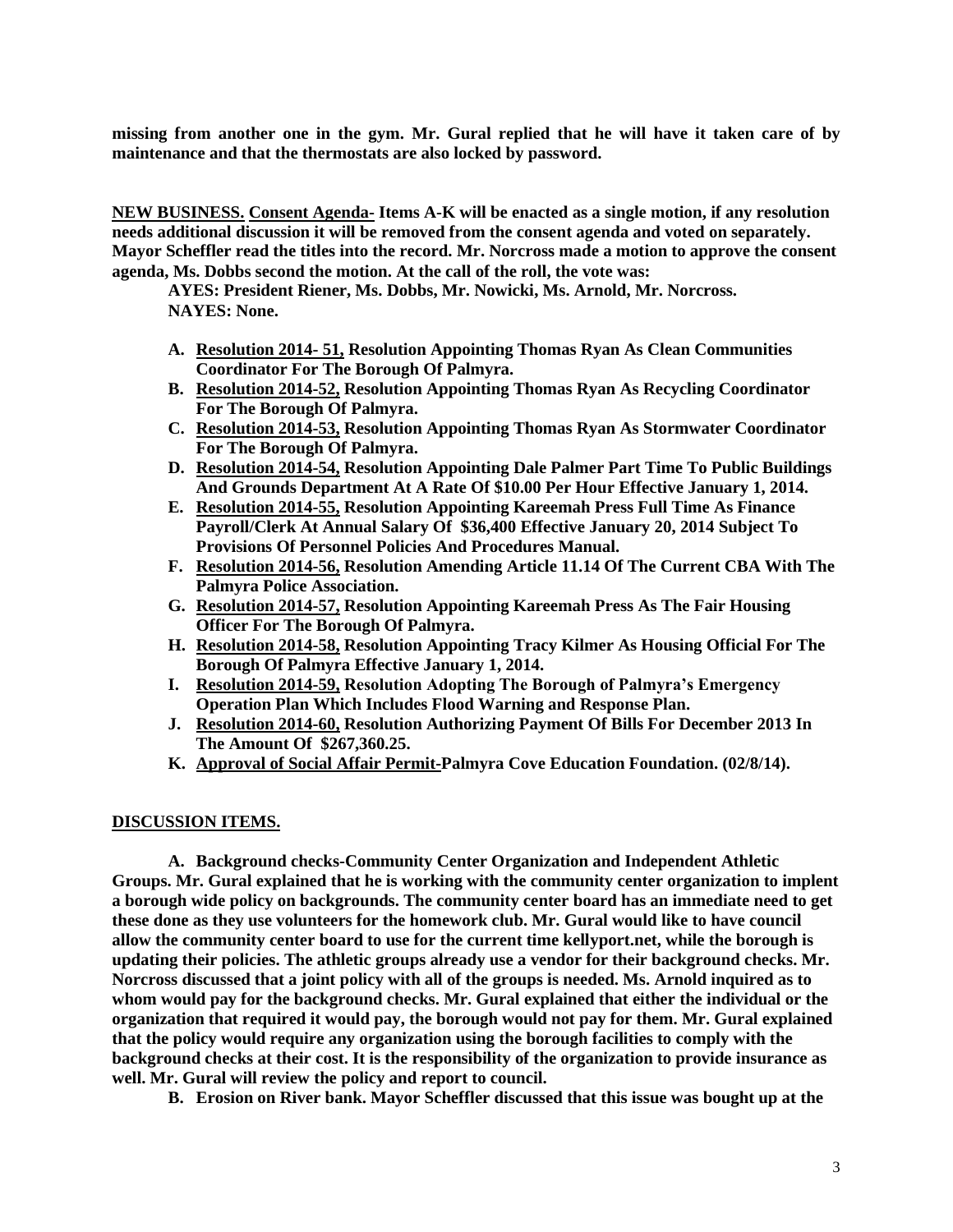**missing from another one in the gym. Mr. Gural replied that he will have it taken care of by maintenance and that the thermostats are also locked by password.**

**NEW BUSINESS. Consent Agenda- Items A-K will be enacted as a single motion, if any resolution needs additional discussion it will be removed from the consent agenda and voted on separately. Mayor Scheffler read the titles into the record. Mr. Norcross made a motion to approve the consent agenda, Ms. Dobbs second the motion. At the call of the roll, the vote was:**

**AYES: President Riener, Ms. Dobbs, Mr. Nowicki, Ms. Arnold, Mr. Norcross.**
**NAYES: None.**

A. **Resolution 2014- 51, Resolution Appointing Thomas Ryan As Clean Communities Coordinator For The Borough Of Palmyra.**
B. **Resolution 2014-52, Resolution Appointing Thomas Ryan As Recycling Coordinator For The Borough Of Palmyra.**
C. **Resolution 2014-53, Resolution Appointing Thomas Ryan As Stormwater Coordinator For The Borough Of Palmyra.**
D. **Resolution 2014-54, Resolution Appointing Dale Palmer Part Time To Public Buildings And Grounds Department At A Rate Of $10.00 Per Hour Effective January 1, 2014.**
E. **Resolution 2014-55, Resolution Appointing Kareemah Press Full Time As Finance Payroll/Clerk At Annual Salary Of $36,400 Effective January 20, 2014 Subject To Provisions Of Personnel Policies And Procedures Manual.**
F. **Resolution 2014-56, Resolution Amending Article 11.14 Of The Current CBA With The Palmyra Police Association.**
G. **Resolution 2014-57, Resolution Appointing Kareemah Press As The Fair Housing Officer For The Borough Of Palmyra.**
H. **Resolution 2014-58, Resolution Appointing Tracy Kilmer As Housing Official For The Borough Of Palmyra Effective January 1, 2014.**
I. **Resolution 2014-59, Resolution Adopting The Borough of Palmyra's Emergency Operation Plan Which Includes Flood Warning and Response Plan.**
J. **Resolution 2014-60, Resolution Authorizing Payment Of Bills For December 2013 In The Amount Of $267,360.25.**
K. **Approval of Social Affair Permit-Palmyra Cove Education Foundation. (02/8/14).**

**DISCUSSION ITEMS.**

**A. Background checks-Community Center Organization and Independent Athletic Groups. Mr. Gural explained that he is working with the community center organization to implent a borough wide policy on backgrounds. The community center board has an immediate need to get these done as they use volunteers for the homework club. Mr. Gural would like to have council allow the community center board to use for the current time kellyport.net, while the borough is updating their policies. The athletic groups already use a vendor for their background checks. Mr. Norcross discussed that a joint policy with all of the groups is needed. Ms. Arnold inquired as to whom would pay for the background checks. Mr. Gural explained that either the individual or the organization that required it would pay, the borough would not pay for them. Mr. Gural explained that the policy would require any organization using the borough facilities to comply with the background checks at their cost. It is the responsibility of the organization to provide insurance as well. Mr. Gural will review the policy and report to council.**

**B. Erosion on River bank. Mayor Scheffler discussed that this issue was bought up at the**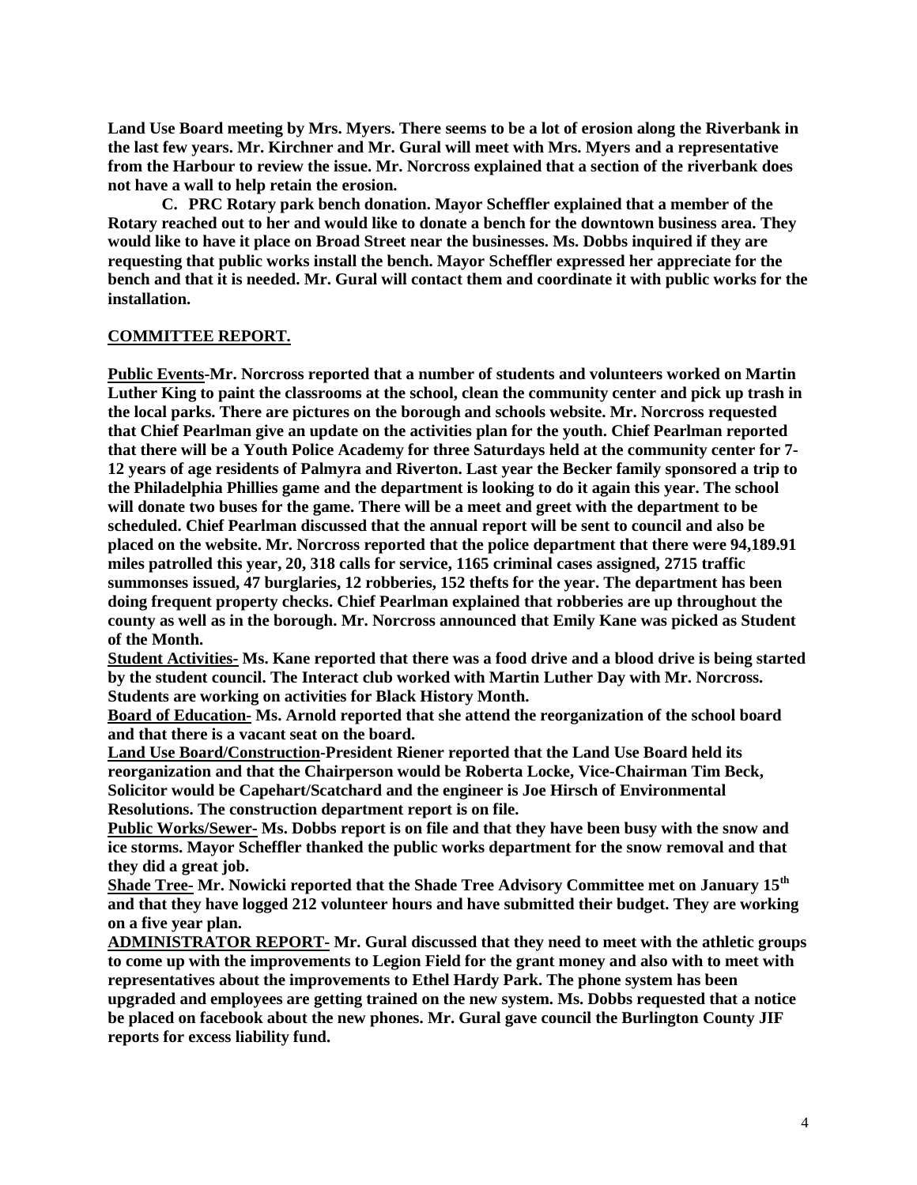**Land Use Board meeting by Mrs. Myers. There seems to be a lot of erosion along the Riverbank in the last few years. Mr. Kirchner and Mr. Gural will meet with Mrs. Myers and a representative from the Harbour to review the issue. Mr. Norcross explained that a section of the riverbank does not have a wall to help retain the erosion.**

**C. PRC Rotary park bench donation. Mayor Scheffler explained that a member of the Rotary reached out to her and would like to donate a bench for the downtown business area. They would like to have it place on Broad Street near the businesses. Ms. Dobbs inquired if they are requesting that public works install the bench. Mayor Scheffler expressed her appreciate for the bench and that it is needed. Mr. Gural will contact them and coordinate it with public works for the installation.**

## COMMITTEE REPORT.

**Public Events-Mr. Norcross reported that a number of students and volunteers worked on Martin Luther King to paint the classrooms at the school, clean the community center and pick up trash in the local parks. There are pictures on the borough and schools website. Mr. Norcross requested that Chief Pearlman give an update on the activities plan for the youth. Chief Pearlman reported that there will be a Youth Police Academy for three Saturdays held at the community center for 7-12 years of age residents of Palmyra and Riverton. Last year the Becker family sponsored a trip to the Philadelphia Phillies game and the department is looking to do it again this year. The school will donate two buses for the game. There will be a meet and greet with the department to be scheduled. Chief Pearlman discussed that the annual report will be sent to council and also be placed on the website. Mr. Norcross reported that the police department that there were 94,189.91 miles patrolled this year, 20, 318 calls for service, 1165 criminal cases assigned, 2715 traffic summonses issued, 47 burglaries, 12 robberies, 152 thefts for the year. The department has been doing frequent property checks. Chief Pearlman explained that robberies are up throughout the county as well as in the borough. Mr. Norcross announced that Emily Kane was picked as Student of the Month.**

**Student Activities- Ms. Kane reported that there was a food drive and a blood drive is being started by the student council. The Interact club worked with Martin Luther Day with Mr. Norcross. Students are working on activities for Black History Month.**

**Board of Education- Ms. Arnold reported that she attend the reorganization of the school board and that there is a vacant seat on the board.**

**Land Use Board/Construction-President Riener reported that the Land Use Board held its reorganization and that the Chairperson would be Roberta Locke, Vice-Chairman Tim Beck, Solicitor would be Capehart/Scatchard and the engineer is Joe Hirsch of Environmental Resolutions. The construction department report is on file.**

**Public Works/Sewer- Ms. Dobbs report is on file and that they have been busy with the snow and ice storms. Mayor Scheffler thanked the public works department for the snow removal and that they did a great job.**

**Shade Tree- Mr. Nowicki reported that the Shade Tree Advisory Committee met on January 15th and that they have logged 212 volunteer hours and have submitted their budget. They are working on a five year plan.**

**ADMINISTRATOR REPORT- Mr. Gural discussed that they need to meet with the athletic groups to come up with the improvements to Legion Field for the grant money and also with to meet with representatives about the improvements to Ethel Hardy Park. The phone system has been upgraded and employees are getting trained on the new system. Ms. Dobbs requested that a notice be placed on facebook about the new phones. Mr. Gural gave council the Burlington County JIF reports for excess liability fund.**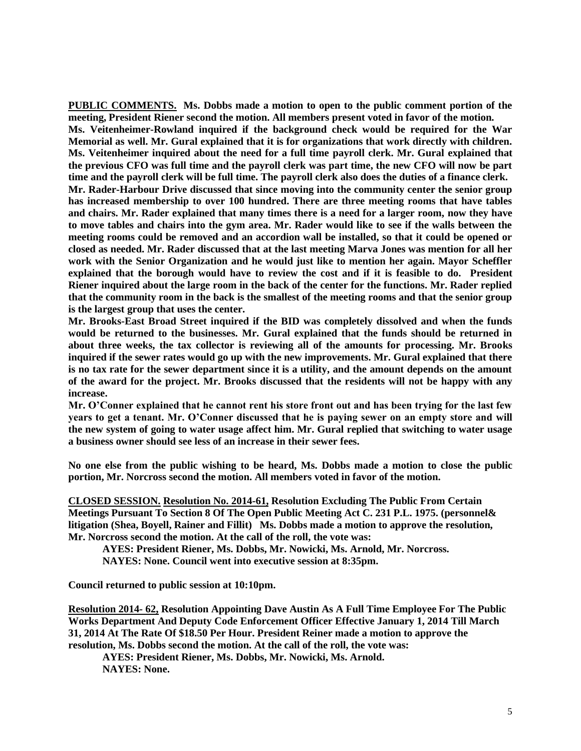**PUBLIC COMMENTS. Ms. Dobbs made a motion to open to the public comment portion of the meeting, President Riener second the motion. All members present voted in favor of the motion.**

**Ms. Veitenheimer-Rowland inquired if the background check would be required for the War Memorial as well. Mr. Gural explained that it is for organizations that work directly with children. Ms. Veitenheimer inquired about the need for a full time payroll clerk. Mr. Gural explained that the previous CFO was full time and the payroll clerk was part time, the new CFO will now be part time and the payroll clerk will be full time. The payroll clerk also does the duties of a finance clerk.**

**Mr. Rader-Harbour Drive discussed that since moving into the community center the senior group has increased membership to over 100 hundred. There are three meeting rooms that have tables and chairs. Mr. Rader explained that many times there is a need for a larger room, now they have to move tables and chairs into the gym area. Mr. Rader would like to see if the walls between the meeting rooms could be removed and an accordion wall be installed, so that it could be opened or closed as needed. Mr. Rader discussed that at the last meeting Marva Jones was mention for all her work with the Senior Organization and he would just like to mention her again. Mayor Scheffler explained that the borough would have to review the cost and if it is feasible to do. President Riener inquired about the large room in the back of the center for the functions. Mr. Rader replied that the community room in the back is the smallest of the meeting rooms and that the senior group is the largest group that uses the center.**

**Mr. Brooks-East Broad Street inquired if the BID was completely dissolved and when the funds would be returned to the businesses. Mr. Gural explained that the funds should be returned in about three weeks, the tax collector is reviewing all of the amounts for processing. Mr. Brooks inquired if the sewer rates would go up with the new improvements. Mr. Gural explained that there is no tax rate for the sewer department since it is a utility, and the amount depends on the amount of the award for the project. Mr. Brooks discussed that the residents will not be happy with any increase.**

**Mr. O'Conner explained that he cannot rent his store front out and has been trying for the last few years to get a tenant. Mr. O'Conner discussed that he is paying sewer on an empty store and will the new system of going to water usage affect him. Mr. Gural replied that switching to water usage a business owner should see less of an increase in their sewer fees.**

**No one else from the public wishing to be heard, Ms. Dobbs made a motion to close the public portion, Mr. Norcross second the motion. All members voted in favor of the motion.**

**CLOSED SESSION. Resolution No. 2014-61, Resolution Excluding The Public From Certain Meetings Pursuant To Section 8 Of The Open Public Meeting Act C. 231 P.L. 1975. (personnel& litigation (Shea, Boyell, Rainer and Fillit) Ms. Dobbs made a motion to approve the resolution, Mr. Norcross second the motion. At the call of the roll, the vote was:**

**AYES: President Riener, Ms. Dobbs, Mr. Nowicki, Ms. Arnold, Mr. Norcross.**
**NAYES: None. Council went into executive session at 8:35pm.**

**Council returned to public session at 10:10pm.**

**Resolution 2014- 62, Resolution Appointing Dave Austin As A Full Time Employee For The Public Works Department And Deputy Code Enforcement Officer Effective January 1, 2014 Till March 31, 2014 At The Rate Of $18.50 Per Hour. President Reiner made a motion to approve the resolution, Ms. Dobbs second the motion. At the call of the roll, the vote was:**

**AYES: President Riener, Ms. Dobbs, Mr. Nowicki, Ms. Arnold.**
**NAYES: None.**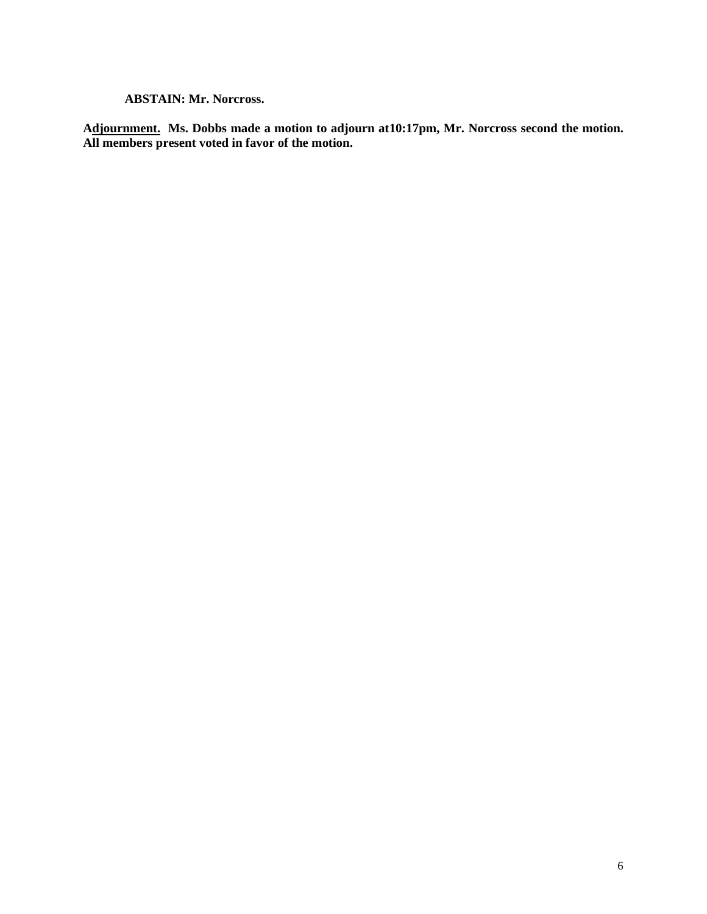**ABSTAIN: Mr. Norcross.**

**Adjournment.** **Ms. Dobbs made a motion to adjourn at10:17pm, Mr. Norcross second the motion. All members present voted in favor of the motion.**